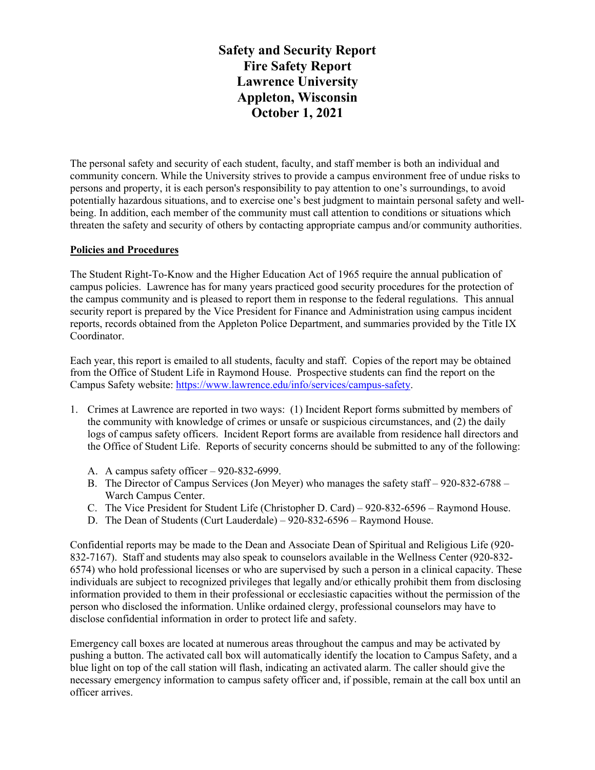# Safety and Security Report
# Fire Safety Report
# Lawrence University
# Appleton, Wisconsin
# October 1, 2021

The personal safety and security of each student, faculty, and staff member is both an individual and community concern. While the University strives to provide a campus environment free of undue risks to persons and property, it is each person's responsibility to pay attention to one's surroundings, to avoid potentially hazardous situations, and to exercise one's best judgment to maintain personal safety and well-being. In addition, each member of the community must call attention to conditions or situations which threaten the safety and security of others by contacting appropriate campus and/or community authorities.

## Policies and Procedures

The Student Right-To-Know and the Higher Education Act of 1965 require the annual publication of campus policies. Lawrence has for many years practiced good security procedures for the protection of the campus community and is pleased to report them in response to the federal regulations. This annual security report is prepared by the Vice President for Finance and Administration using campus incident reports, records obtained from the Appleton Police Department, and summaries provided by the Title IX Coordinator.

Each year, this report is emailed to all students, faculty and staff. Copies of the report may be obtained from the Office of Student Life in Raymond House. Prospective students can find the report on the Campus Safety website: https://www.lawrence.edu/info/services/campus-safety.

1. Crimes at Lawrence are reported in two ways: (1) Incident Report forms submitted by members of the community with knowledge of crimes or unsafe or suspicious circumstances, and (2) the daily logs of campus safety officers. Incident Report forms are available from residence hall directors and the Office of Student Life. Reports of security concerns should be submitted to any of the following:

   A. A campus safety officer – 920-832-6999.
   B. The Director of Campus Services (Jon Meyer) who manages the safety staff – 920-832-6788 – Warch Campus Center.
   C. The Vice President for Student Life (Christopher D. Card) – 920-832-6596 – Raymond House.
   D. The Dean of Students (Curt Lauderdale) – 920-832-6596 – Raymond House.

Confidential reports may be made to the Dean and Associate Dean of Spiritual and Religious Life (920-832-7167). Staff and students may also speak to counselors available in the Wellness Center (920-832-6574) who hold professional licenses or who are supervised by such a person in a clinical capacity. These individuals are subject to recognized privileges that legally and/or ethically prohibit them from disclosing information provided to them in their professional or ecclesiastic capacities without the permission of the person who disclosed the information. Unlike ordained clergy, professional counselors may have to disclose confidential information in order to protect life and safety.

Emergency call boxes are located at numerous areas throughout the campus and may be activated by pushing a button. The activated call box will automatically identify the location to Campus Safety, and a blue light on top of the call station will flash, indicating an activated alarm. The caller should give the necessary emergency information to campus safety officer and, if possible, remain at the call box until an officer arrives.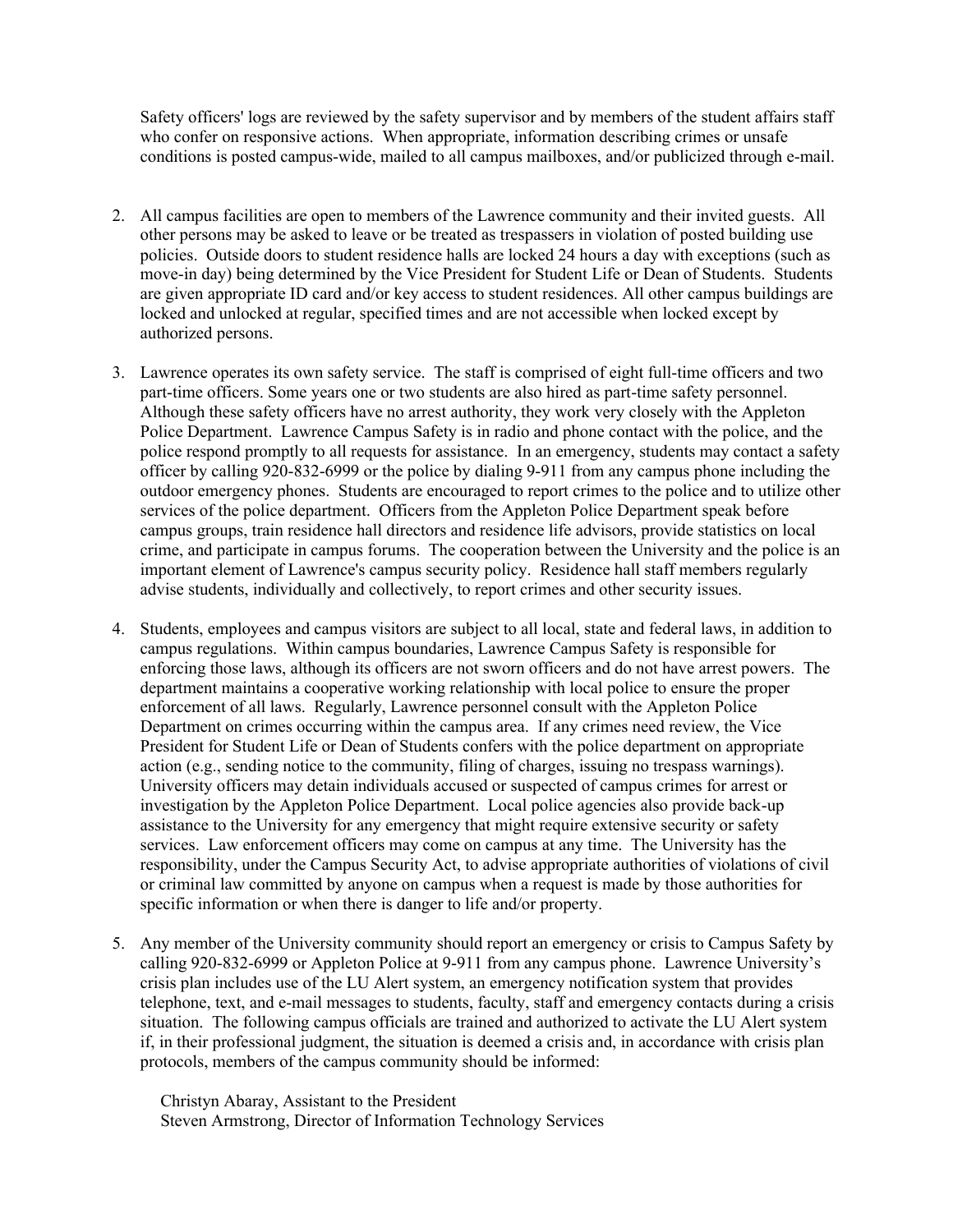Safety officers' logs are reviewed by the safety supervisor and by members of the student affairs staff who confer on responsive actions. When appropriate, information describing crimes or unsafe conditions is posted campus-wide, mailed to all campus mailboxes, and/or publicized through e-mail.

2. All campus facilities are open to members of the Lawrence community and their invited guests. All other persons may be asked to leave or be treated as trespassers in violation of posted building use policies. Outside doors to student residence halls are locked 24 hours a day with exceptions (such as move-in day) being determined by the Vice President for Student Life or Dean of Students. Students are given appropriate ID card and/or key access to student residences. All other campus buildings are locked and unlocked at regular, specified times and are not accessible when locked except by authorized persons.

3. Lawrence operates its own safety service. The staff is comprised of eight full-time officers and two part-time officers. Some years one or two students are also hired as part-time safety personnel. Although these safety officers have no arrest authority, they work very closely with the Appleton Police Department. Lawrence Campus Safety is in radio and phone contact with the police, and the police respond promptly to all requests for assistance. In an emergency, students may contact a safety officer by calling 920-832-6999 or the police by dialing 9-911 from any campus phone including the outdoor emergency phones. Students are encouraged to report crimes to the police and to utilize other services of the police department. Officers from the Appleton Police Department speak before campus groups, train residence hall directors and residence life advisors, provide statistics on local crime, and participate in campus forums. The cooperation between the University and the police is an important element of Lawrence's campus security policy. Residence hall staff members regularly advise students, individually and collectively, to report crimes and other security issues.

4. Students, employees and campus visitors are subject to all local, state and federal laws, in addition to campus regulations. Within campus boundaries, Lawrence Campus Safety is responsible for enforcing those laws, although its officers are not sworn officers and do not have arrest powers. The department maintains a cooperative working relationship with local police to ensure the proper enforcement of all laws. Regularly, Lawrence personnel consult with the Appleton Police Department on crimes occurring within the campus area. If any crimes need review, the Vice President for Student Life or Dean of Students confers with the police department on appropriate action (e.g., sending notice to the community, filing of charges, issuing no trespass warnings). University officers may detain individuals accused or suspected of campus crimes for arrest or investigation by the Appleton Police Department. Local police agencies also provide back-up assistance to the University for any emergency that might require extensive security or safety services. Law enforcement officers may come on campus at any time. The University has the responsibility, under the Campus Security Act, to advise appropriate authorities of violations of civil or criminal law committed by anyone on campus when a request is made by those authorities for specific information or when there is danger to life and/or property.

5. Any member of the University community should report an emergency or crisis to Campus Safety by calling 920-832-6999 or Appleton Police at 9-911 from any campus phone. Lawrence University's crisis plan includes use of the LU Alert system, an emergency notification system that provides telephone, text, and e-mail messages to students, faculty, staff and emergency contacts during a crisis situation. The following campus officials are trained and authorized to activate the LU Alert system if, in their professional judgment, the situation is deemed a crisis and, in accordance with crisis plan protocols, members of the campus community should be informed:

   Christyn Abaray, Assistant to the President
   Steven Armstrong, Director of Information Technology Services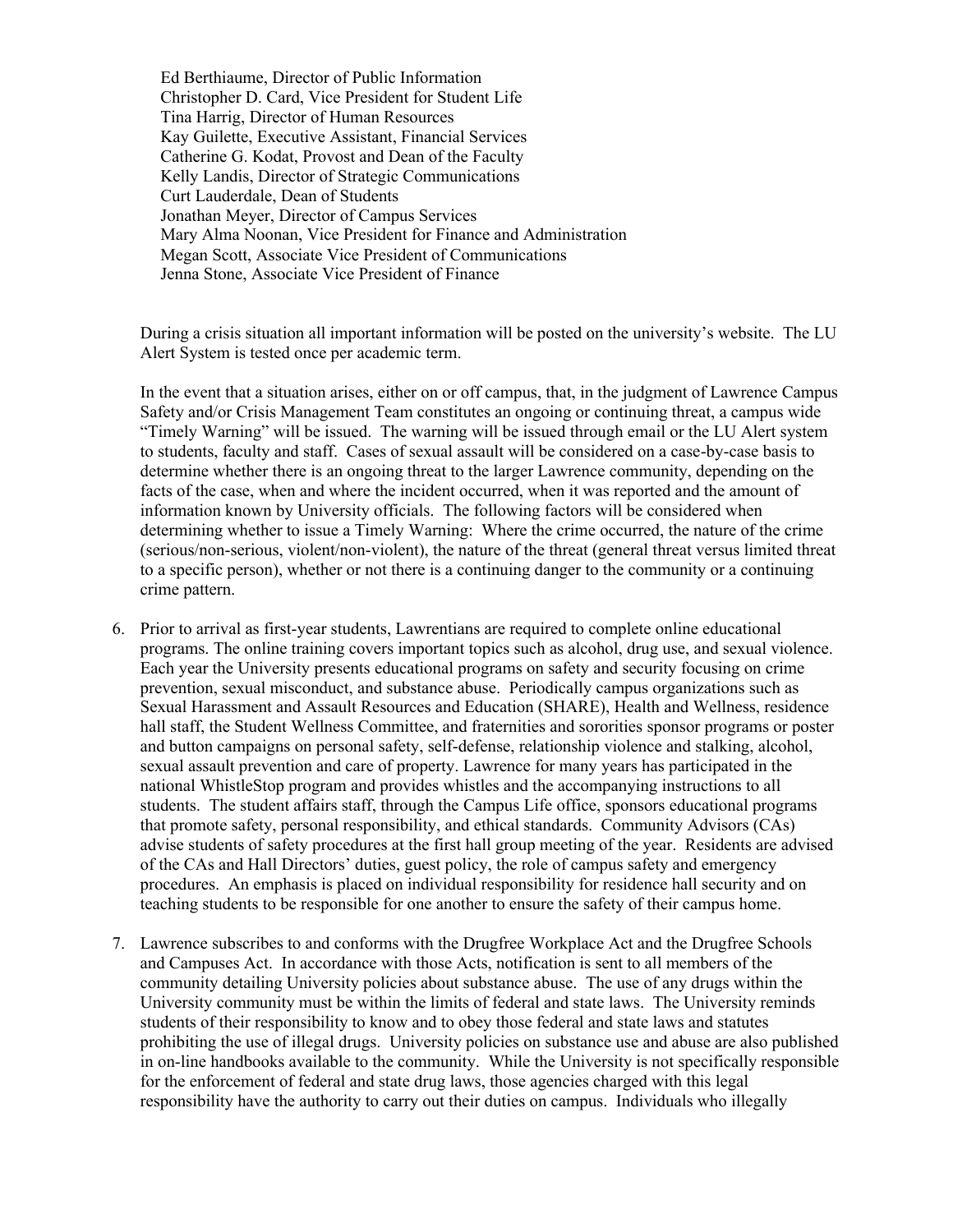Ed Berthiaume, Director of Public Information
Christopher D. Card, Vice President for Student Life
Tina Harrig, Director of Human Resources
Kay Guilette, Executive Assistant, Financial Services
Catherine G. Kodat, Provost and Dean of the Faculty
Kelly Landis, Director of Strategic Communications
Curt Lauderdale, Dean of Students
Jonathan Meyer, Director of Campus Services
Mary Alma Noonan, Vice President for Finance and Administration
Megan Scott, Associate Vice President of Communications
Jenna Stone, Associate Vice President of Finance

During a crisis situation all important information will be posted on the university's website. The LU Alert System is tested once per academic term.

In the event that a situation arises, either on or off campus, that, in the judgment of Lawrence Campus Safety and/or Crisis Management Team constitutes an ongoing or continuing threat, a campus wide "Timely Warning" will be issued. The warning will be issued through email or the LU Alert system to students, faculty and staff. Cases of sexual assault will be considered on a case-by-case basis to determine whether there is an ongoing threat to the larger Lawrence community, depending on the facts of the case, when and where the incident occurred, when it was reported and the amount of information known by University officials. The following factors will be considered when determining whether to issue a Timely Warning: Where the crime occurred, the nature of the crime (serious/non-serious, violent/non-violent), the nature of the threat (general threat versus limited threat to a specific person), whether or not there is a continuing danger to the community or a continuing crime pattern.

6. Prior to arrival as first-year students, Lawrentians are required to complete online educational programs. The online training covers important topics such as alcohol, drug use, and sexual violence. Each year the University presents educational programs on safety and security focusing on crime prevention, sexual misconduct, and substance abuse. Periodically campus organizations such as Sexual Harassment and Assault Resources and Education (SHARE), Health and Wellness, residence hall staff, the Student Wellness Committee, and fraternities and sororities sponsor programs or poster and button campaigns on personal safety, self-defense, relationship violence and stalking, alcohol, sexual assault prevention and care of property. Lawrence for many years has participated in the national WhistleStop program and provides whistles and the accompanying instructions to all students. The student affairs staff, through the Campus Life office, sponsors educational programs that promote safety, personal responsibility, and ethical standards. Community Advisors (CAs) advise students of safety procedures at the first hall group meeting of the year. Residents are advised of the CAs and Hall Directors' duties, guest policy, the role of campus safety and emergency procedures. An emphasis is placed on individual responsibility for residence hall security and on teaching students to be responsible for one another to ensure the safety of their campus home.

7. Lawrence subscribes to and conforms with the Drugfree Workplace Act and the Drugfree Schools and Campuses Act. In accordance with those Acts, notification is sent to all members of the community detailing University policies about substance abuse. The use of any drugs within the University community must be within the limits of federal and state laws. The University reminds students of their responsibility to know and to obey those federal and state laws and statutes prohibiting the use of illegal drugs. University policies on substance use and abuse are also published in on-line handbooks available to the community. While the University is not specifically responsible for the enforcement of federal and state drug laws, those agencies charged with this legal responsibility have the authority to carry out their duties on campus. Individuals who illegally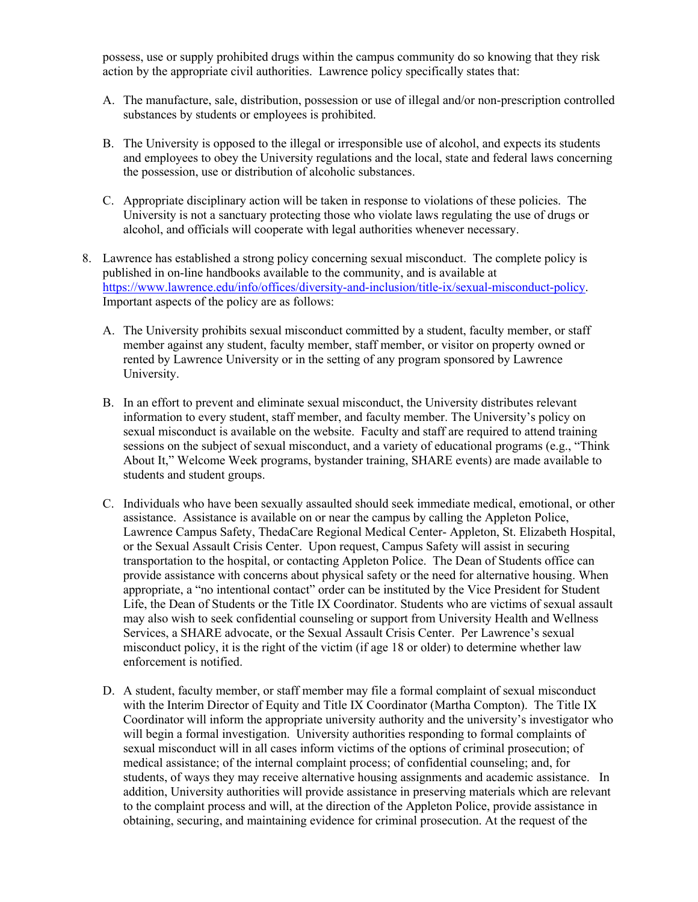possess, use or supply prohibited drugs within the campus community do so knowing that they risk action by the appropriate civil authorities. Lawrence policy specifically states that:

A. The manufacture, sale, distribution, possession or use of illegal and/or non-prescription controlled substances by students or employees is prohibited.

B. The University is opposed to the illegal or irresponsible use of alcohol, and expects its students and employees to obey the University regulations and the local, state and federal laws concerning the possession, use or distribution of alcoholic substances.

C. Appropriate disciplinary action will be taken in response to violations of these policies. The University is not a sanctuary protecting those who violate laws regulating the use of drugs or alcohol, and officials will cooperate with legal authorities whenever necessary.

8. Lawrence has established a strong policy concerning sexual misconduct. The complete policy is published in on-line handbooks available to the community, and is available at [https://www.lawrence.edu/info/offices/diversity-and-inclusion/title-ix/sexual-misconduct-policy](https://www.lawrence.edu/info/offices/diversity-and-inclusion/title-ix/sexual-misconduct-policy). Important aspects of the policy are as follows:

   A. The University prohibits sexual misconduct committed by a student, faculty member, or staff member against any student, faculty member, staff member, or visitor on property owned or rented by Lawrence University or in the setting of any program sponsored by Lawrence University.

   B. In an effort to prevent and eliminate sexual misconduct, the University distributes relevant information to every student, staff member, and faculty member. The University's policy on sexual misconduct is available on the website. Faculty and staff are required to attend training sessions on the subject of sexual misconduct, and a variety of educational programs (e.g., "Think About It," Welcome Week programs, bystander training, SHARE events) are made available to students and student groups.

   C. Individuals who have been sexually assaulted should seek immediate medical, emotional, or other assistance. Assistance is available on or near the campus by calling the Appleton Police, Lawrence Campus Safety, ThedaCare Regional Medical Center- Appleton, St. Elizabeth Hospital, or the Sexual Assault Crisis Center. Upon request, Campus Safety will assist in securing transportation to the hospital, or contacting Appleton Police. The Dean of Students office can provide assistance with concerns about physical safety or the need for alternative housing. When appropriate, a "no intentional contact" order can be instituted by the Vice President for Student Life, the Dean of Students or the Title IX Coordinator. Students who are victims of sexual assault may also wish to seek confidential counseling or support from University Health and Wellness Services, a SHARE advocate, or the Sexual Assault Crisis Center. Per Lawrence's sexual misconduct policy, it is the right of the victim (if age 18 or older) to determine whether law enforcement is notified.

   D. A student, faculty member, or staff member may file a formal complaint of sexual misconduct with the Interim Director of Equity and Title IX Coordinator (Martha Compton). The Title IX Coordinator will inform the appropriate university authority and the university's investigator who will begin a formal investigation. University authorities responding to formal complaints of sexual misconduct will in all cases inform victims of the options of criminal prosecution; of medical assistance; of the internal complaint process; of confidential counseling; and, for students, of ways they may receive alternative housing assignments and academic assistance. In addition, University authorities will provide assistance in preserving materials which are relevant to the complaint process and will, at the direction of the Appleton Police, provide assistance in obtaining, securing, and maintaining evidence for criminal prosecution. At the request of the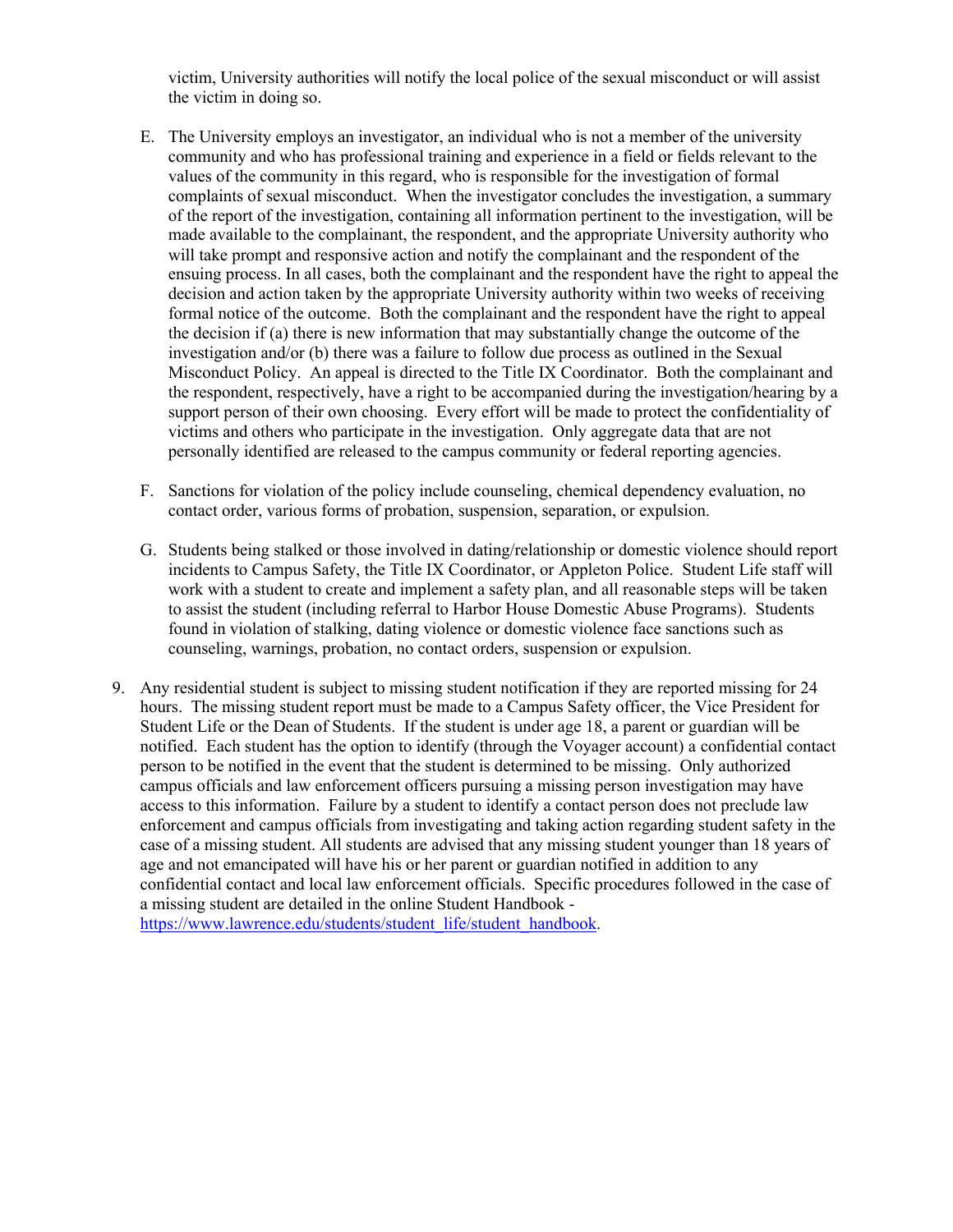victim, University authorities will notify the local police of the sexual misconduct or will assist the victim in doing so.

E. The University employs an investigator, an individual who is not a member of the university community and who has professional training and experience in a field or fields relevant to the values of the community in this regard, who is responsible for the investigation of formal complaints of sexual misconduct. When the investigator concludes the investigation, a summary of the report of the investigation, containing all information pertinent to the investigation, will be made available to the complainant, the respondent, and the appropriate University authority who will take prompt and responsive action and notify the complainant and the respondent of the ensuing process. In all cases, both the complainant and the respondent have the right to appeal the decision and action taken by the appropriate University authority within two weeks of receiving formal notice of the outcome. Both the complainant and the respondent have the right to appeal the decision if (a) there is new information that may substantially change the outcome of the investigation and/or (b) there was a failure to follow due process as outlined in the Sexual Misconduct Policy. An appeal is directed to the Title IX Coordinator. Both the complainant and the respondent, respectively, have a right to be accompanied during the investigation/hearing by a support person of their own choosing. Every effort will be made to protect the confidentiality of victims and others who participate in the investigation. Only aggregate data that are not personally identified are released to the campus community or federal reporting agencies.

F. Sanctions for violation of the policy include counseling, chemical dependency evaluation, no contact order, various forms of probation, suspension, separation, or expulsion.

G. Students being stalked or those involved in dating/relationship or domestic violence should report incidents to Campus Safety, the Title IX Coordinator, or Appleton Police. Student Life staff will work with a student to create and implement a safety plan, and all reasonable steps will be taken to assist the student (including referral to Harbor House Domestic Abuse Programs). Students found in violation of stalking, dating violence or domestic violence face sanctions such as counseling, warnings, probation, no contact orders, suspension or expulsion.

9. Any residential student is subject to missing student notification if they are reported missing for 24 hours. The missing student report must be made to a Campus Safety officer, the Vice President for Student Life or the Dean of Students. If the student is under age 18, a parent or guardian will be notified. Each student has the option to identify (through the Voyager account) a confidential contact person to be notified in the event that the student is determined to be missing. Only authorized campus officials and law enforcement officers pursuing a missing person investigation may have access to this information. Failure by a student to identify a contact person does not preclude law enforcement and campus officials from investigating and taking action regarding student safety in the case of a missing student. All students are advised that any missing student younger than 18 years of age and not emancipated will have his or her parent or guardian notified in addition to any confidential contact and local law enforcement officials. Specific procedures followed in the case of a missing student are detailed in the online Student Handbook - https://www.lawrence.edu/students/student_life/student_handbook.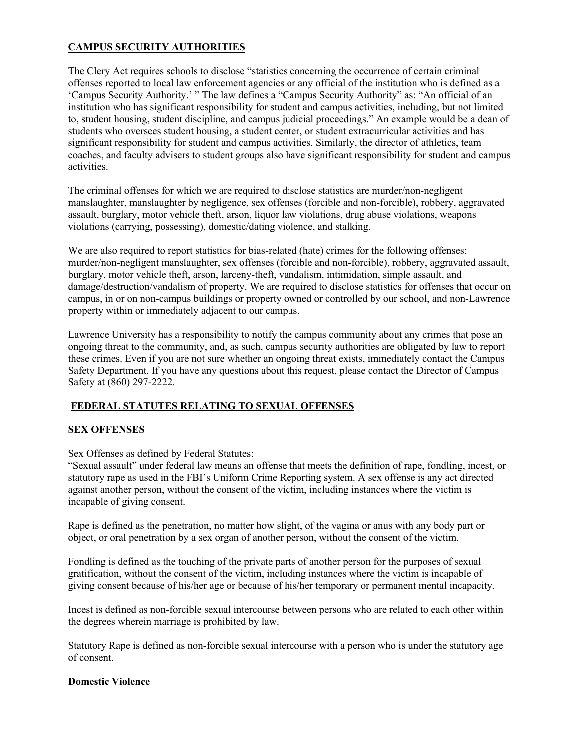## CAMPUS SECURITY AUTHORITIES

The Clery Act requires schools to disclose "statistics concerning the occurrence of certain criminal offenses reported to local law enforcement agencies or any official of the institution who is defined as a 'Campus Security Authority.' " The law defines a "Campus Security Authority" as: "An official of an institution who has significant responsibility for student and campus activities, including, but not limited to, student housing, student discipline, and campus judicial proceedings." An example would be a dean of students who oversees student housing, a student center, or student extracurricular activities and has significant responsibility for student and campus activities. Similarly, the director of athletics, team coaches, and faculty advisers to student groups also have significant responsibility for student and campus activities.

The criminal offenses for which we are required to disclose statistics are murder/non-negligent manslaughter, manslaughter by negligence, sex offenses (forcible and non-forcible), robbery, aggravated assault, burglary, motor vehicle theft, arson, liquor law violations, drug abuse violations, weapons violations (carrying, possessing), domestic/dating violence, and stalking.

We are also required to report statistics for bias-related (hate) crimes for the following offenses: murder/non-negligent manslaughter, sex offenses (forcible and non-forcible), robbery, aggravated assault, burglary, motor vehicle theft, arson, larceny-theft, vandalism, intimidation, simple assault, and damage/destruction/vandalism of property. We are required to disclose statistics for offenses that occur on campus, in or on non-campus buildings or property owned or controlled by our school, and non-Lawrence property within or immediately adjacent to our campus.

Lawrence University has a responsibility to notify the campus community about any crimes that pose an ongoing threat to the community, and, as such, campus security authorities are obligated by law to report these crimes. Even if you are not sure whether an ongoing threat exists, immediately contact the Campus Safety Department. If you have any questions about this request, please contact the Director of Campus Safety at (860) 297-2222.

## FEDERAL STATUTES RELATING TO SEXUAL OFFENSES

### SEX OFFENSES

Sex Offenses as defined by Federal Statutes:
"Sexual assault" under federal law means an offense that meets the definition of rape, fondling, incest, or statutory rape as used in the FBI's Uniform Crime Reporting system. A sex offense is any act directed against another person, without the consent of the victim, including instances where the victim is incapable of giving consent.

Rape is defined as the penetration, no matter how slight, of the vagina or anus with any body part or object, or oral penetration by a sex organ of another person, without the consent of the victim.

Fondling is defined as the touching of the private parts of another person for the purposes of sexual gratification, without the consent of the victim, including instances where the victim is incapable of giving consent because of his/her age or because of his/her temporary or permanent mental incapacity.

Incest is defined as non-forcible sexual intercourse between persons who are related to each other within the degrees wherein marriage is prohibited by law.

Statutory Rape is defined as non-forcible sexual intercourse with a person who is under the statutory age of consent.

### Domestic Violence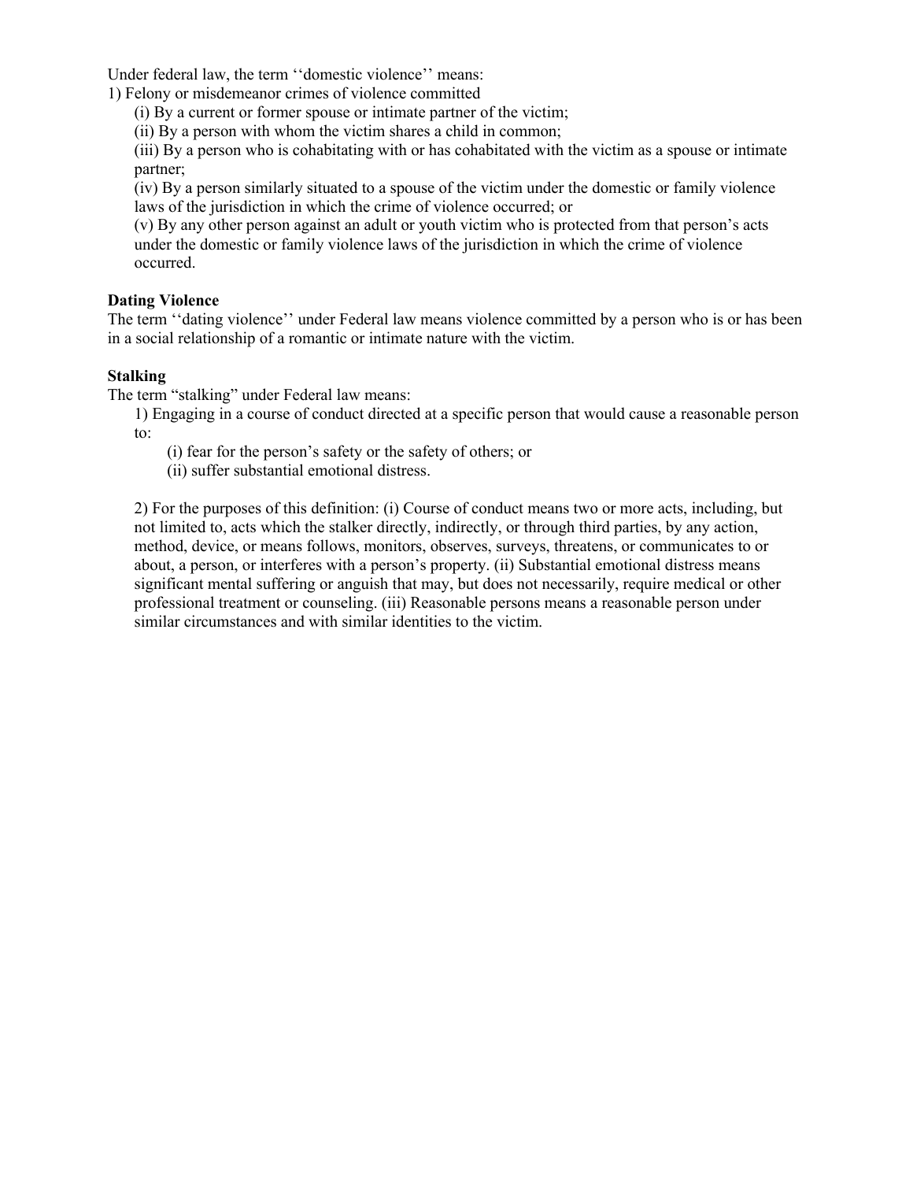Under federal law, the term ''domestic violence'' means:

1) Felony or misdemeanor crimes of violence committed

   (i) By a current or former spouse or intimate partner of the victim;

   (ii) By a person with whom the victim shares a child in common;

   (iii) By a person who is cohabitating with or has cohabitated with the victim as a spouse or intimate partner;

   (iv) By a person similarly situated to a spouse of the victim under the domestic or family violence laws of the jurisdiction in which the crime of violence occurred; or

   (v) By any other person against an adult or youth victim who is protected from that person's acts under the domestic or family violence laws of the jurisdiction in which the crime of violence occurred.

**Dating Violence**

The term ''dating violence'' under Federal law means violence committed by a person who is or has been in a social relationship of a romantic or intimate nature with the victim.

**Stalking**

The term "stalking" under Federal law means:

1) Engaging in a course of conduct directed at a specific person that would cause a reasonable person to:

   (i) fear for the person's safety or the safety of others; or

   (ii) suffer substantial emotional distress.

2) For the purposes of this definition: (i) Course of conduct means two or more acts, including, but not limited to, acts which the stalker directly, indirectly, or through third parties, by any action, method, device, or means follows, monitors, observes, surveys, threatens, or communicates to or about, a person, or interferes with a person's property. (ii) Substantial emotional distress means significant mental suffering or anguish that may, but does not necessarily, require medical or other professional treatment or counseling. (iii) Reasonable persons means a reasonable person under similar circumstances and with similar identities to the victim.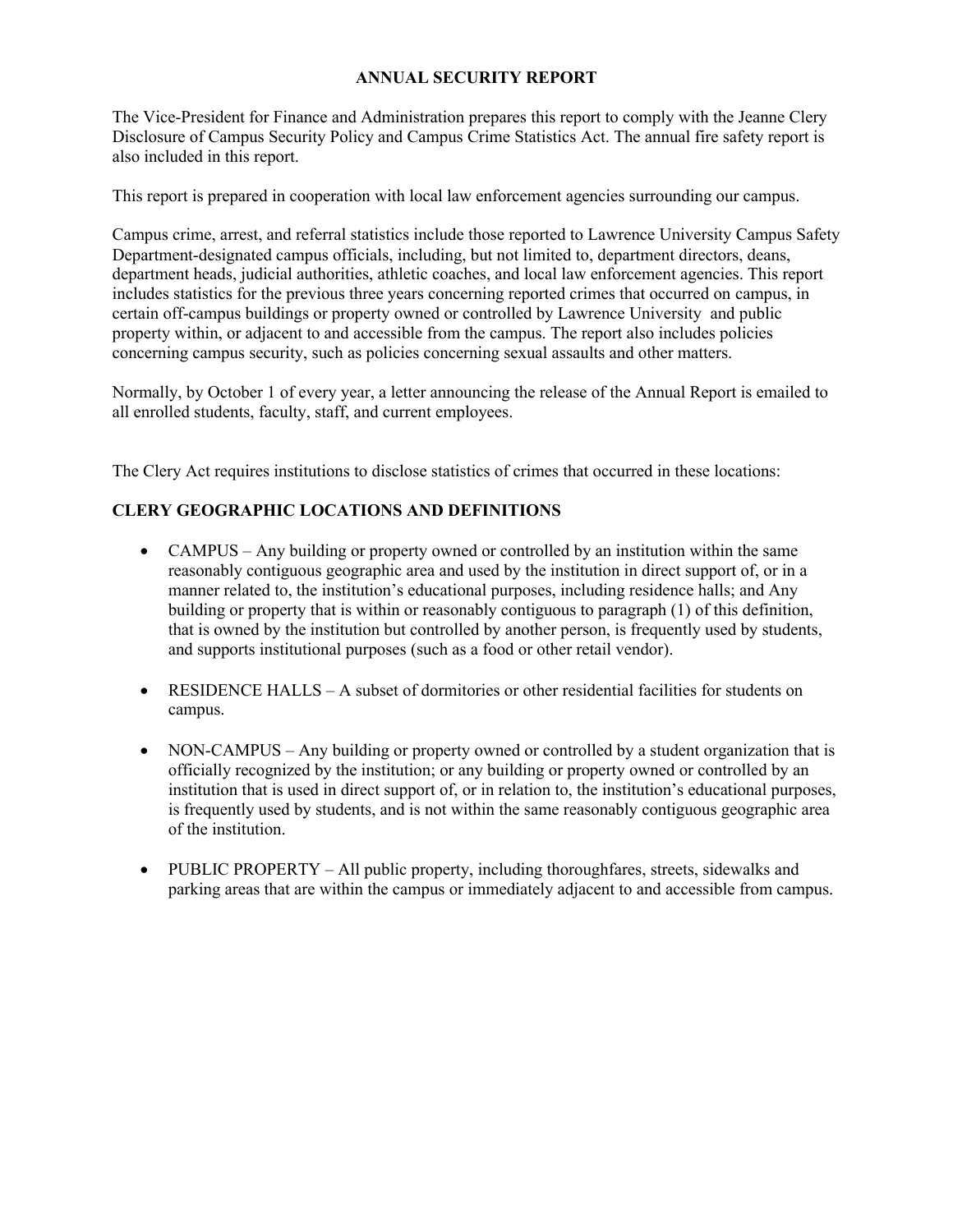# ANNUAL SECURITY REPORT

The Vice-President for Finance and Administration prepares this report to comply with the Jeanne Clery Disclosure of Campus Security Policy and Campus Crime Statistics Act. The annual fire safety report is also included in this report.

This report is prepared in cooperation with local law enforcement agencies surrounding our campus.

Campus crime, arrest, and referral statistics include those reported to Lawrence University Campus Safety Department-designated campus officials, including, but not limited to, department directors, deans, department heads, judicial authorities, athletic coaches, and local law enforcement agencies. This report includes statistics for the previous three years concerning reported crimes that occurred on campus, in certain off-campus buildings or property owned or controlled by Lawrence University and public property within, or adjacent to and accessible from the campus. The report also includes policies concerning campus security, such as policies concerning sexual assaults and other matters.

Normally, by October 1 of every year, a letter announcing the release of the Annual Report is emailed to all enrolled students, faculty, staff, and current employees.

The Clery Act requires institutions to disclose statistics of crimes that occurred in these locations:

## CLERY GEOGRAPHIC LOCATIONS AND DEFINITIONS

- CAMPUS – Any building or property owned or controlled by an institution within the same reasonably contiguous geographic area and used by the institution in direct support of, or in a manner related to, the institution's educational purposes, including residence halls; and Any building or property that is within or reasonably contiguous to paragraph (1) of this definition, that is owned by the institution but controlled by another person, is frequently used by students, and supports institutional purposes (such as a food or other retail vendor).

- RESIDENCE HALLS – A subset of dormitories or other residential facilities for students on campus.

- NON-CAMPUS – Any building or property owned or controlled by a student organization that is officially recognized by the institution; or any building or property owned or controlled by an institution that is used in direct support of, or in relation to, the institution's educational purposes, is frequently used by students, and is not within the same reasonably contiguous geographic area of the institution.

- PUBLIC PROPERTY – All public property, including thoroughfares, streets, sidewalks and parking areas that are within the campus or immediately adjacent to and accessible from campus.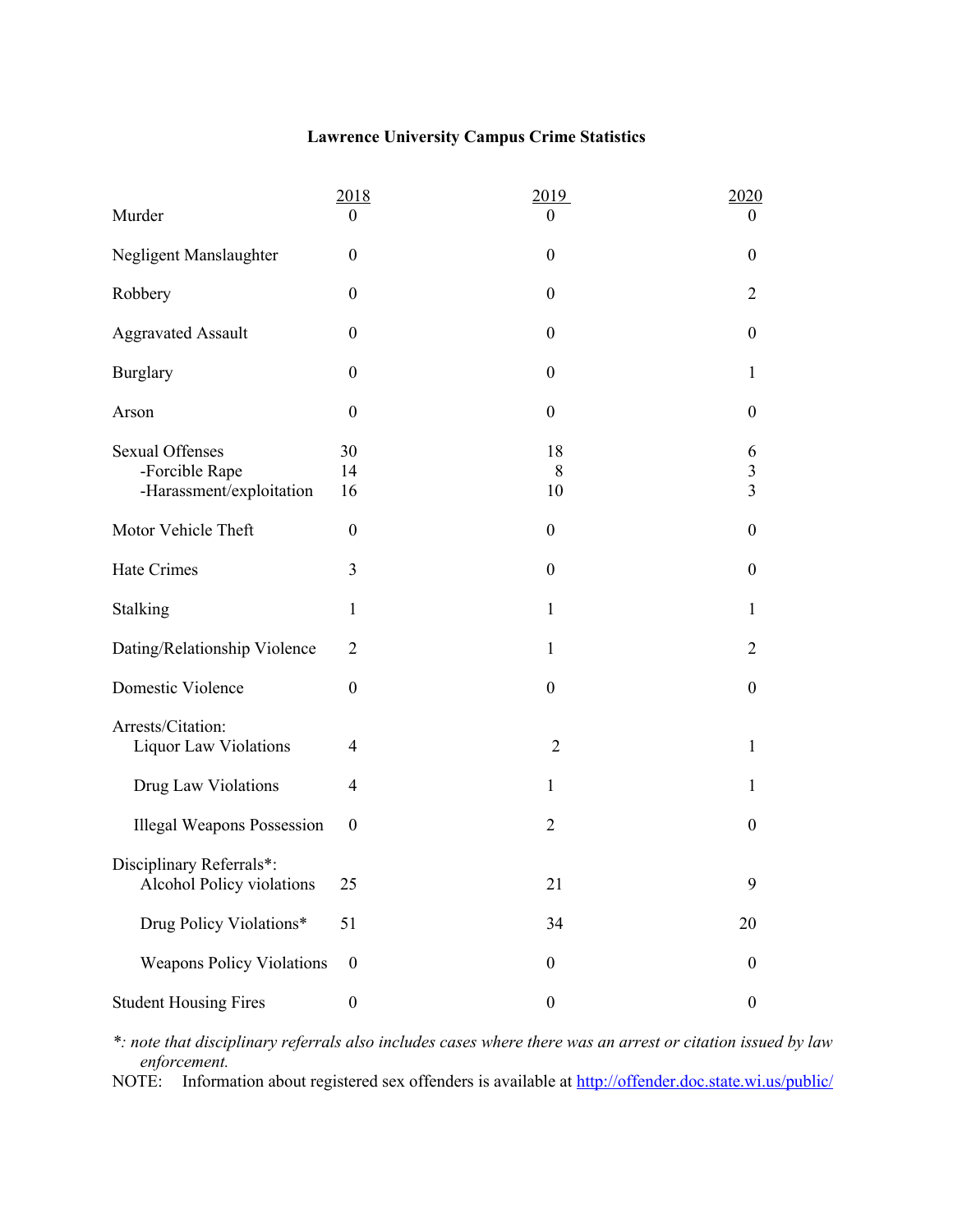**Lawrence University Campus Crime Statistics**

| | 2018 | 2019 | 2020 |
|---|---|---|---|
| Murder | 0 | 0 | 0 |
| Negligent Manslaughter | 0 | 0 | 0 |
| Robbery | 0 | 0 | 2 |
| Aggravated Assault | 0 | 0 | 0 |
| Burglary | 0 | 0 | 1 |
| Arson | 0 | 0 | 0 |
| Sexual Offenses | 30 | 18 | 6 |
| -Forcible Rape | 14 | 8 | 3 |
| -Harassment/exploitation | 16 | 10 | 3 |
| Motor Vehicle Theft | 0 | 0 | 0 |
| Hate Crimes | 3 | 0 | 0 |
| Stalking | 1 | 1 | 1 |
| Dating/Relationship Violence | 2 | 1 | 2 |
| Domestic Violence | 0 | 0 | 0 |
| Arrests/Citation: | | | |
| Liquor Law Violations | 4 | 2 | 1 |
| Drug Law Violations | 4 | 1 | 1 |
| Illegal Weapons Possession | 0 | 2 | 0 |
| Disciplinary Referrals*: | | | |
| Alcohol Policy violations | 25 | 21 | 9 |
| Drug Policy Violations* | 51 | 34 | 20 |
| Weapons Policy Violations | 0 | 0 | 0 |
| Student Housing Fires | 0 | 0 | 0 |

*\*: note that disciplinary referrals also includes cases where there was an arrest or citation issued by law enforcement.*

NOTE: Information about registered sex offenders is available at http://offender.doc.state.wi.us/public/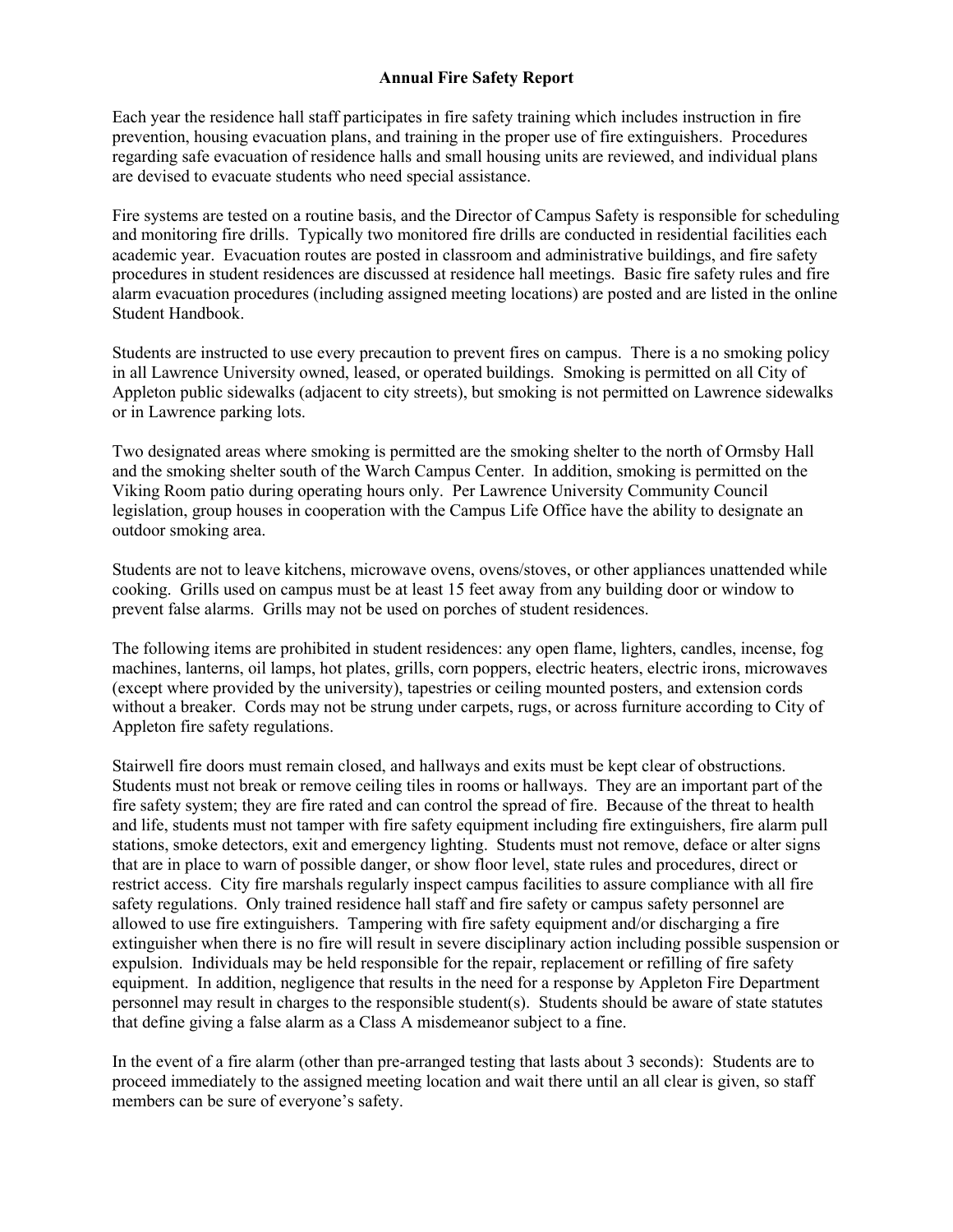## Annual Fire Safety Report

Each year the residence hall staff participates in fire safety training which includes instruction in fire prevention, housing evacuation plans, and training in the proper use of fire extinguishers. Procedures regarding safe evacuation of residence halls and small housing units are reviewed, and individual plans are devised to evacuate students who need special assistance.

Fire systems are tested on a routine basis, and the Director of Campus Safety is responsible for scheduling and monitoring fire drills. Typically two monitored fire drills are conducted in residential facilities each academic year. Evacuation routes are posted in classroom and administrative buildings, and fire safety procedures in student residences are discussed at residence hall meetings. Basic fire safety rules and fire alarm evacuation procedures (including assigned meeting locations) are posted and are listed in the online Student Handbook.

Students are instructed to use every precaution to prevent fires on campus. There is a no smoking policy in all Lawrence University owned, leased, or operated buildings. Smoking is permitted on all City of Appleton public sidewalks (adjacent to city streets), but smoking is not permitted on Lawrence sidewalks or in Lawrence parking lots.

Two designated areas where smoking is permitted are the smoking shelter to the north of Ormsby Hall and the smoking shelter south of the Warch Campus Center. In addition, smoking is permitted on the Viking Room patio during operating hours only. Per Lawrence University Community Council legislation, group houses in cooperation with the Campus Life Office have the ability to designate an outdoor smoking area.

Students are not to leave kitchens, microwave ovens, ovens/stoves, or other appliances unattended while cooking. Grills used on campus must be at least 15 feet away from any building door or window to prevent false alarms. Grills may not be used on porches of student residences.

The following items are prohibited in student residences: any open flame, lighters, candles, incense, fog machines, lanterns, oil lamps, hot plates, grills, corn poppers, electric heaters, electric irons, microwaves (except where provided by the university), tapestries or ceiling mounted posters, and extension cords without a breaker. Cords may not be strung under carpets, rugs, or across furniture according to City of Appleton fire safety regulations.

Stairwell fire doors must remain closed, and hallways and exits must be kept clear of obstructions. Students must not break or remove ceiling tiles in rooms or hallways. They are an important part of the fire safety system; they are fire rated and can control the spread of fire. Because of the threat to health and life, students must not tamper with fire safety equipment including fire extinguishers, fire alarm pull stations, smoke detectors, exit and emergency lighting. Students must not remove, deface or alter signs that are in place to warn of possible danger, or show floor level, state rules and procedures, direct or restrict access. City fire marshals regularly inspect campus facilities to assure compliance with all fire safety regulations. Only trained residence hall staff and fire safety or campus safety personnel are allowed to use fire extinguishers. Tampering with fire safety equipment and/or discharging a fire extinguisher when there is no fire will result in severe disciplinary action including possible suspension or expulsion. Individuals may be held responsible for the repair, replacement or refilling of fire safety equipment. In addition, negligence that results in the need for a response by Appleton Fire Department personnel may result in charges to the responsible student(s). Students should be aware of state statutes that define giving a false alarm as a Class A misdemeanor subject to a fine.

In the event of a fire alarm (other than pre-arranged testing that lasts about 3 seconds): Students are to proceed immediately to the assigned meeting location and wait there until an all clear is given, so staff members can be sure of everyone's safety.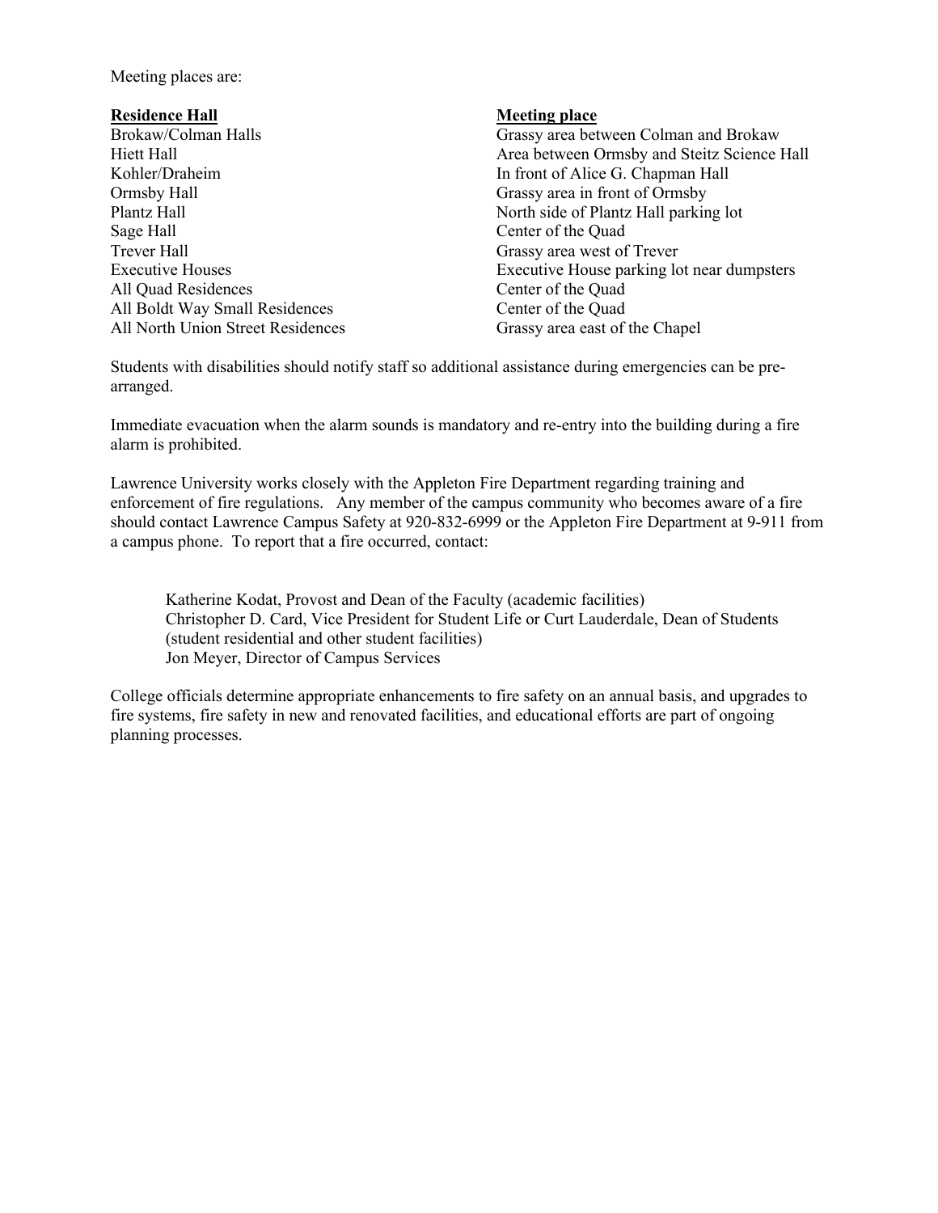Meeting places are:

| Residence Hall | Meeting place |
|---|---|
| Brokaw/Colman Halls | Grassy area between Colman and Brokaw |
| Hiett Hall | Area between Ormsby and Steitz Science Hall |
| Kohler/Draheim | In front of Alice G. Chapman Hall |
| Ormsby Hall | Grassy area in front of Ormsby |
| Plantz Hall | North side of Plantz Hall parking lot |
| Sage Hall | Center of the Quad |
| Trever Hall | Grassy area west of Trever |
| Executive Houses | Executive House parking lot near dumpsters |
| All Quad Residences | Center of the Quad |
| All Boldt Way Small Residences | Center of the Quad |
| All North Union Street Residences | Grassy area east of the Chapel |

Students with disabilities should notify staff so additional assistance during emergencies can be pre-arranged.

Immediate evacuation when the alarm sounds is mandatory and re-entry into the building during a fire alarm is prohibited.

Lawrence University works closely with the Appleton Fire Department regarding training and enforcement of fire regulations. Any member of the campus community who becomes aware of a fire should contact Lawrence Campus Safety at 920-832-6999 or the Appleton Fire Department at 9-911 from a campus phone. To report that a fire occurred, contact:

> Katherine Kodat, Provost and Dean of the Faculty (academic facilities)
> Christopher D. Card, Vice President for Student Life or Curt Lauderdale, Dean of Students (student residential and other student facilities)
> Jon Meyer, Director of Campus Services

College officials determine appropriate enhancements to fire safety on an annual basis, and upgrades to fire systems, fire safety in new and renovated facilities, and educational efforts are part of ongoing planning processes.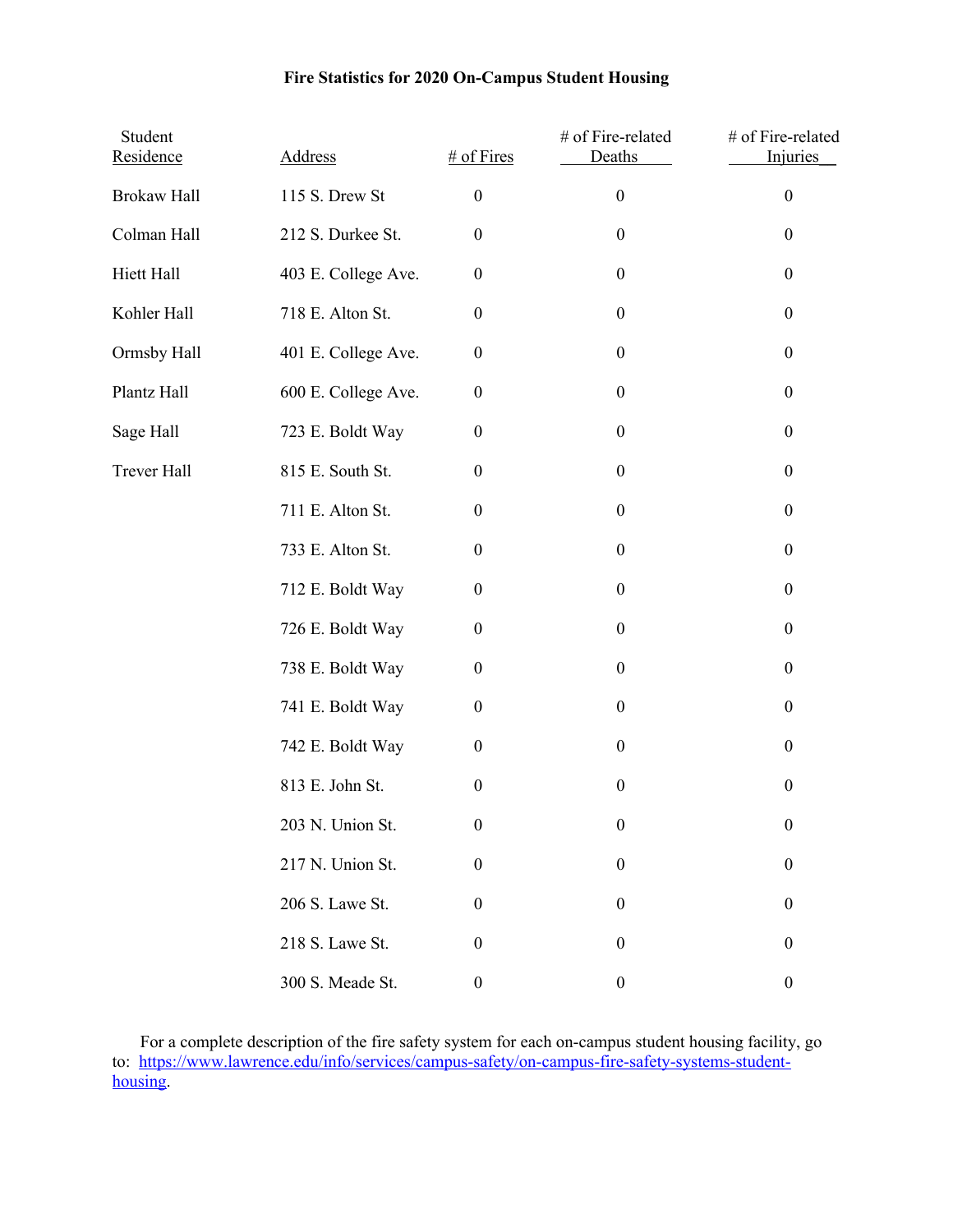**Fire Statistics for 2020 On-Campus Student Housing**

| Student Residence | Address | # of Fires | # of Fire-related Deaths | # of Fire-related Injuries |
|---|---|---|---|---|
| Brokaw Hall | 115 S. Drew St | 0 | 0 | 0 |
| Colman Hall | 212 S. Durkee St. | 0 | 0 | 0 |
| Hiett Hall | 403 E. College Ave. | 0 | 0 | 0 |
| Kohler Hall | 718 E. Alton St. | 0 | 0 | 0 |
| Ormsby Hall | 401 E. College Ave. | 0 | 0 | 0 |
| Plantz Hall | 600 E. College Ave. | 0 | 0 | 0 |
| Sage Hall | 723 E. Boldt Way | 0 | 0 | 0 |
| Trever Hall | 815 E. South St. | 0 | 0 | 0 |
| | 711 E. Alton St. | 0 | 0 | 0 |
| | 733 E. Alton St. | 0 | 0 | 0 |
| | 712 E. Boldt Way | 0 | 0 | 0 |
| | 726 E. Boldt Way | 0 | 0 | 0 |
| | 738 E. Boldt Way | 0 | 0 | 0 |
| | 741 E. Boldt Way | 0 | 0 | 0 |
| | 742 E. Boldt Way | 0 | 0 | 0 |
| | 813 E. John St. | 0 | 0 | 0 |
| | 203 N. Union St. | 0 | 0 | 0 |
| | 217 N. Union St. | 0 | 0 | 0 |
| | 206 S. Lawe St. | 0 | 0 | 0 |
| | 218 S. Lawe St. | 0 | 0 | 0 |
| | 300 S. Meade St. | 0 | 0 | 0 |

For a complete description of the fire safety system for each on-campus student housing facility, go to: https://www.lawrence.edu/info/services/campus-safety/on-campus-fire-safety-systems-student-housing.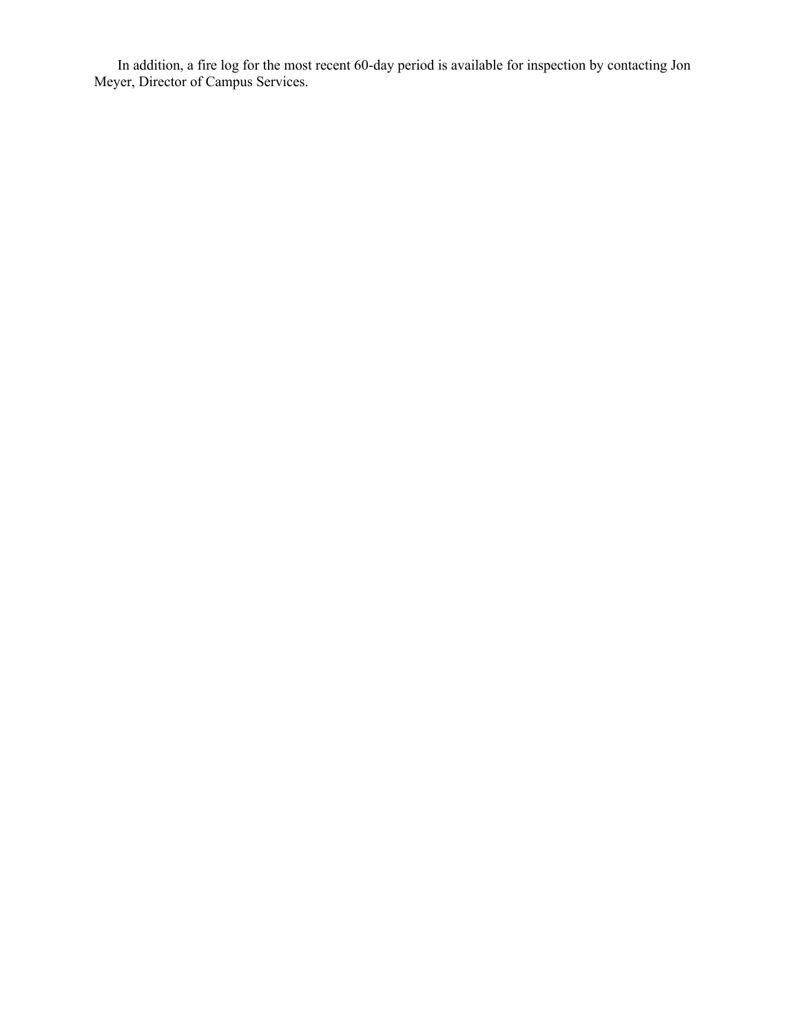In addition, a fire log for the most recent 60-day period is available for inspection by contacting Jon Meyer, Director of Campus Services.